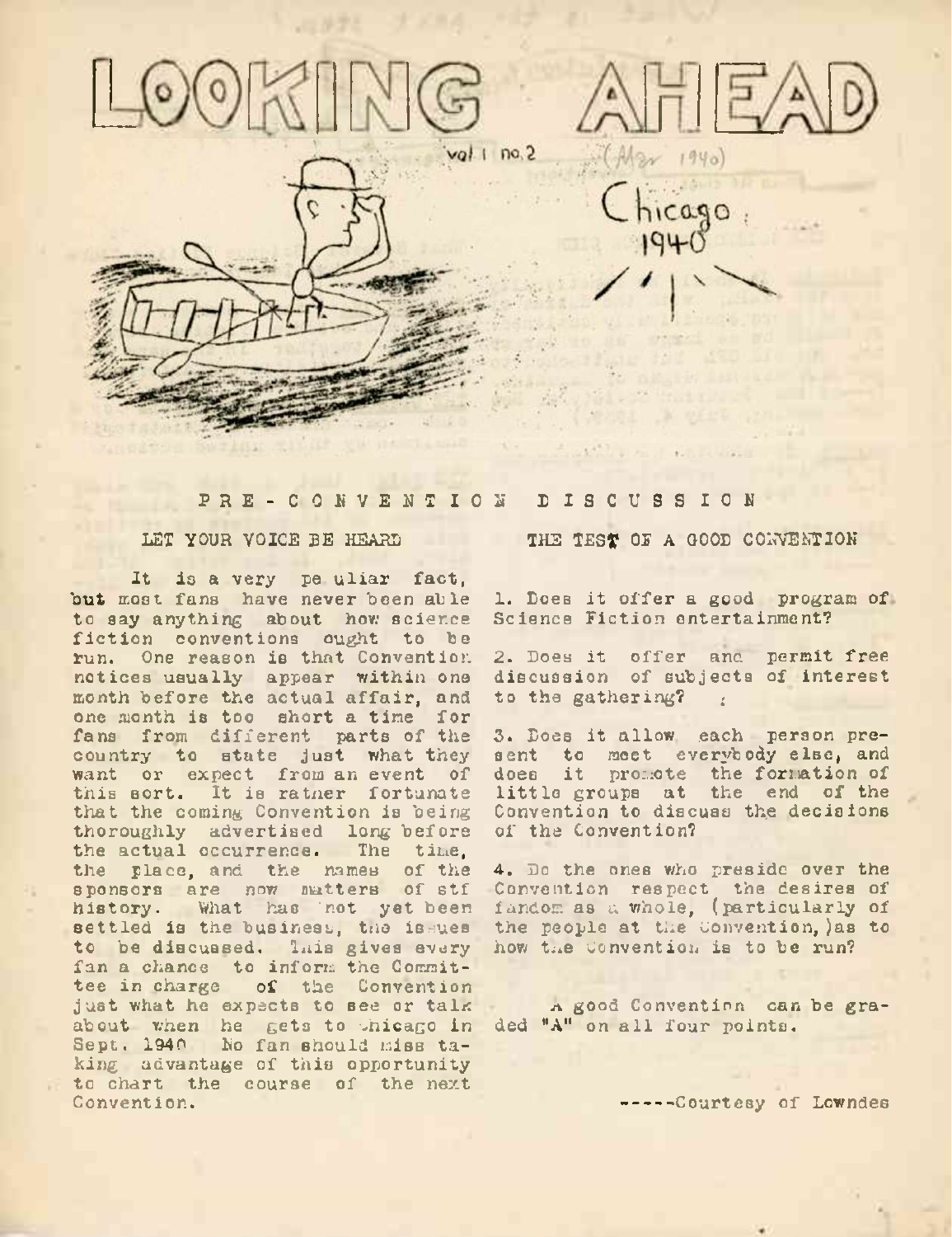# LOOKING AHEAD

vol 1 no. 2 (Mar 1940)

Chicago 1940

## PRE-CONVENTION DISCUSSION

### LET YOUR VOICE BE HEARD

It is a very peculiar fact, but most fans have never been able to say anything about how science fiction conventions ought to be run. One reason is that Convention notices usually appear within one month before the actual affair, and one month is too short a time for fans from different parts of the country to state just what they want or expect from an event of this sort. It is rather fortunate that the coming Convention is being thoroughly advertised long before the actual occurrence. The time, the place, and the names of the sponsors are now matters of stf history. What has not yet been settled is the business, the issues to be discussed. This gives every fan a chance to inform the Committee in charge of the Convention just what he expects to see or talk about when he gets to Chicago in Sept. 1940 No fan should miss taking advantage of this opportunity to chart the course of the next Convention.

### THE TEST OF A GOOD CONVENTION

1. Does it offer a good program of Science Fiction entertainment?

2. Does it offer and permit free discussion of subjects of interest to the gathering?

3. Does it allow each person present to meet everybody else, and does it promote the formation of little groups at the end of the Convention to discuss the decisions of the Convention?

4. Do the ones who preside over the Convention respect the desires of fandom as a whole, (particularly of the people at the Convention,)as to how the Convention is to be run?

A good Convention can be graded "A" on all four points.

-----Courtesy of Lowndes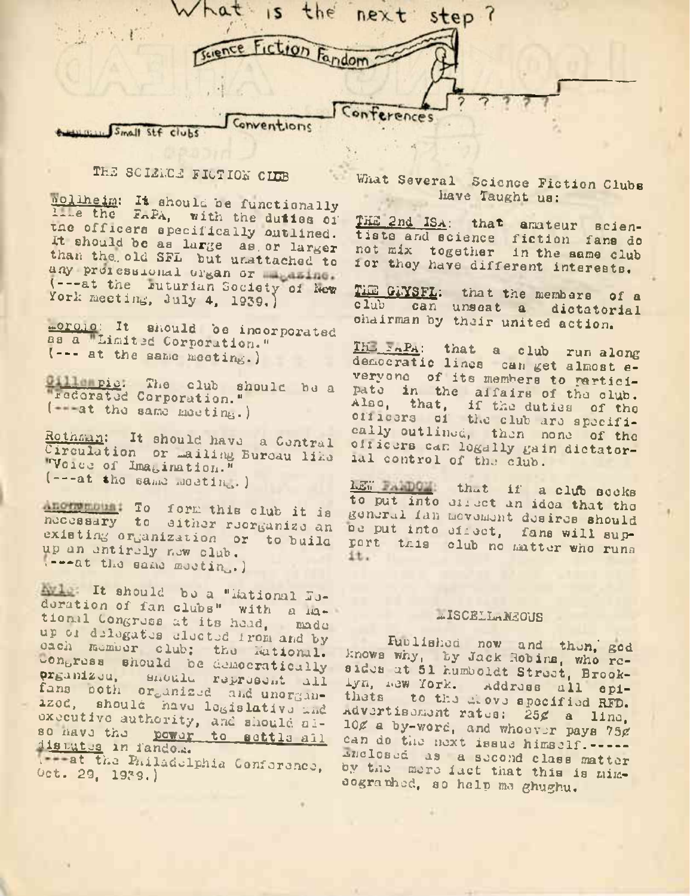What is the next step?

Science Fiction Fandom

Small Stf clubs — Conventions — Conferences — ? ? ? ? ?

## THE SCIENCE FICTION CLUB

Wollheim: It should be functionally like the FAPA, with the duties of the officers specifically outlined. It should be as large as or larger than the old SFL but unattached to any professional organ or magazine. (---at the Futurian Society of New York meeting, July 4, 1939.)

Moroio: It should be incorporated as a "Limited Corporation." (--- at the same meeting.)

Gillespie: The club should be a "Federated Corporation." (---at the same meeting.)

Rothman: It should have a Central Circulation or Mailing Bureau like "Voice of Imagination." (---at the same meeting.)

Anonymous: To form this club it is necessary to either reorganize an existing organization or to build up an entirely new club. (---at the same meeting.)

Kyle: It should be a "National Federation of fan clubs" with a National Congress at its head, made up of delegates elected from and by each member club; the National Congress should be democratically organized, should represent all fans both organized and unorganized, should have legislative and executive authority, and should also have the power to settle all disputes in fandom. (---at the Philadelphia Conference, Oct. 29, 1939.)

## What Several Science Fiction Clubs have Taught us:

THE 2nd ISA: that amateur scientists and science fiction fans do not mix together in the same club for they have different interests.

THE GNYSFL: that the members of a club can unseat a dictatorial chairman by their united action.

THE FAPA: that a club run along democratic lines can get almost everyone of its members to participate in the affairs of the club. Also, that, if the duties of the officers of the club are specifically outlined, then none of the officers can legally gain dictatorial control of the club.

NEW FANDOM: that if a club seeks to put into effect an idea that the general fan movement desires should be put into effect, fans will support this club no matter who runs it.

## MISCELLANEOUS

Published now and then, god knows why, by Jack Robins, who resides at 51 Humboldt Street, Brooklyn, New York. Address all epithets to the above specified RFD. Advertisement rates: 25¢ a line, 10¢ a by-word, and whoever pays 75¢ can do the next issue himself.----- Enclosed as a second class matter by the mere fact that this is mimeographed, so help me ghughu.